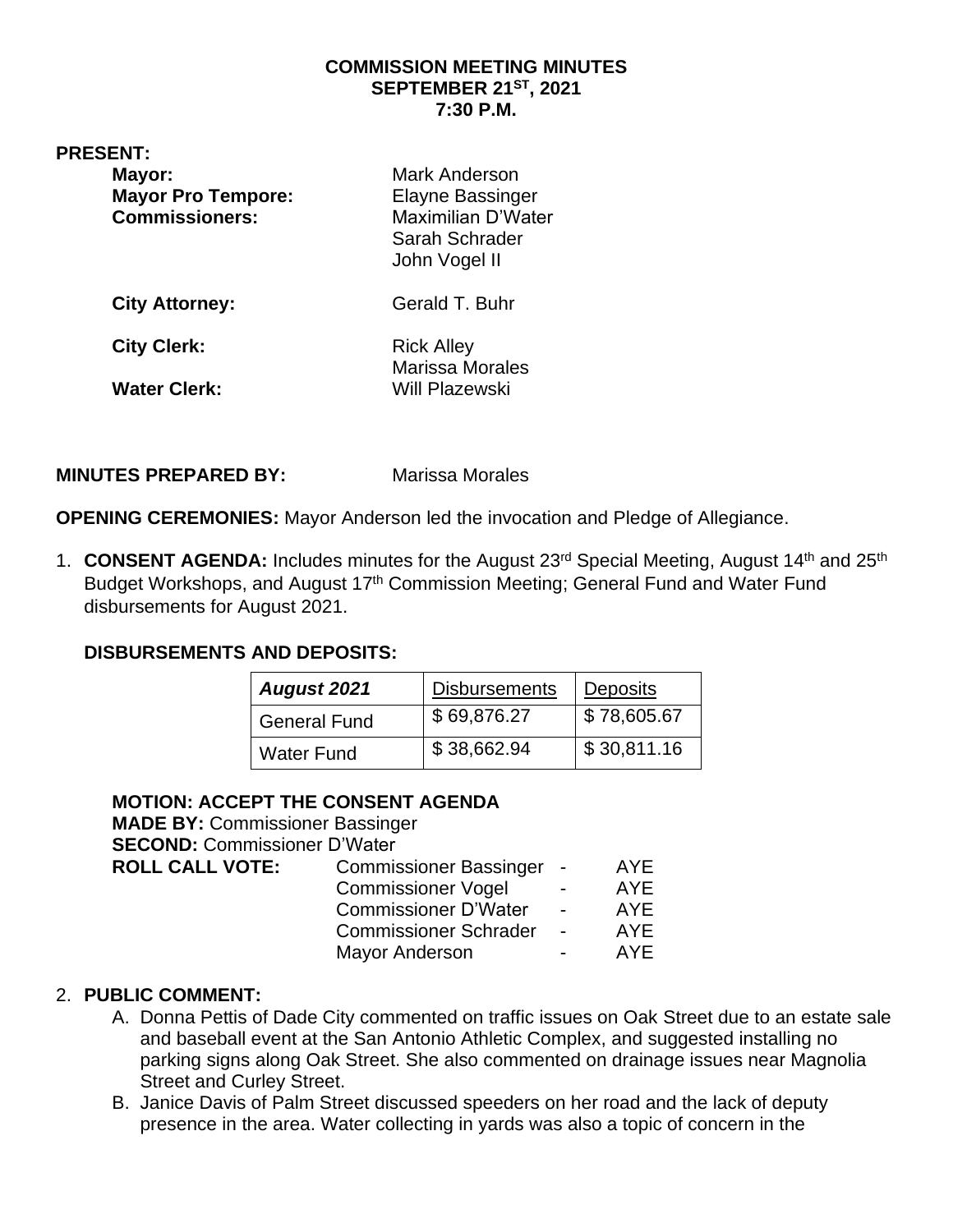**COMMISSION MEETING MINUTES**
**SEPTEMBER 21ST, 2021**
**7:30 P.M.**

**PRESENT:**

| | |
|---|---|
| **Mayor:** | Mark Anderson |
| **Mayor Pro Tempore:** | Elayne Bassinger |
| **Commissioners:** | Maximilian D'Water<br>Sarah Schrader<br>John Vogel II |
| **City Attorney:** | Gerald T. Buhr |
| **City Clerk:** | Rick Alley<br>Marissa Morales |
| **Water Clerk:** | Will Plazewski |

**MINUTES PREPARED BY:** Marissa Morales

**OPENING CEREMONIES:** Mayor Anderson led the invocation and Pledge of Allegiance.

1. **CONSENT AGENDA:** Includes minutes for the August 23rd Special Meeting, August 14th and 25th Budget Workshops, and August 17th Commission Meeting; General Fund and Water Fund disbursements for August 2021.

**DISBURSEMENTS AND DEPOSITS:**

| ***August 2021*** | Disbursements | Deposits |
|---|---|---|
| General Fund | $ 69,876.27 | $ 78,605.67 |
| Water Fund | $ 38,662.94 | $ 30,811.16 |

**MOTION: ACCEPT THE CONSENT AGENDA**
**MADE BY:** Commissioner Bassinger
**SECOND:** Commissioner D'Water

| **ROLL CALL VOTE:** | | |
|---|---|---|
| | Commissioner Bassinger - | AYE |
| | Commissioner Vogel - | AYE |
| | Commissioner D'Water - | AYE |
| | Commissioner Schrader - | AYE |
| | Mayor Anderson - | AYE |

2. **PUBLIC COMMENT:**
   A. Donna Pettis of Dade City commented on traffic issues on Oak Street due to an estate sale and baseball event at the San Antonio Athletic Complex, and suggested installing no parking signs along Oak Street. She also commented on drainage issues near Magnolia Street and Curley Street.
   B. Janice Davis of Palm Street discussed speeders on her road and the lack of deputy presence in the area. Water collecting in yards was also a topic of concern in the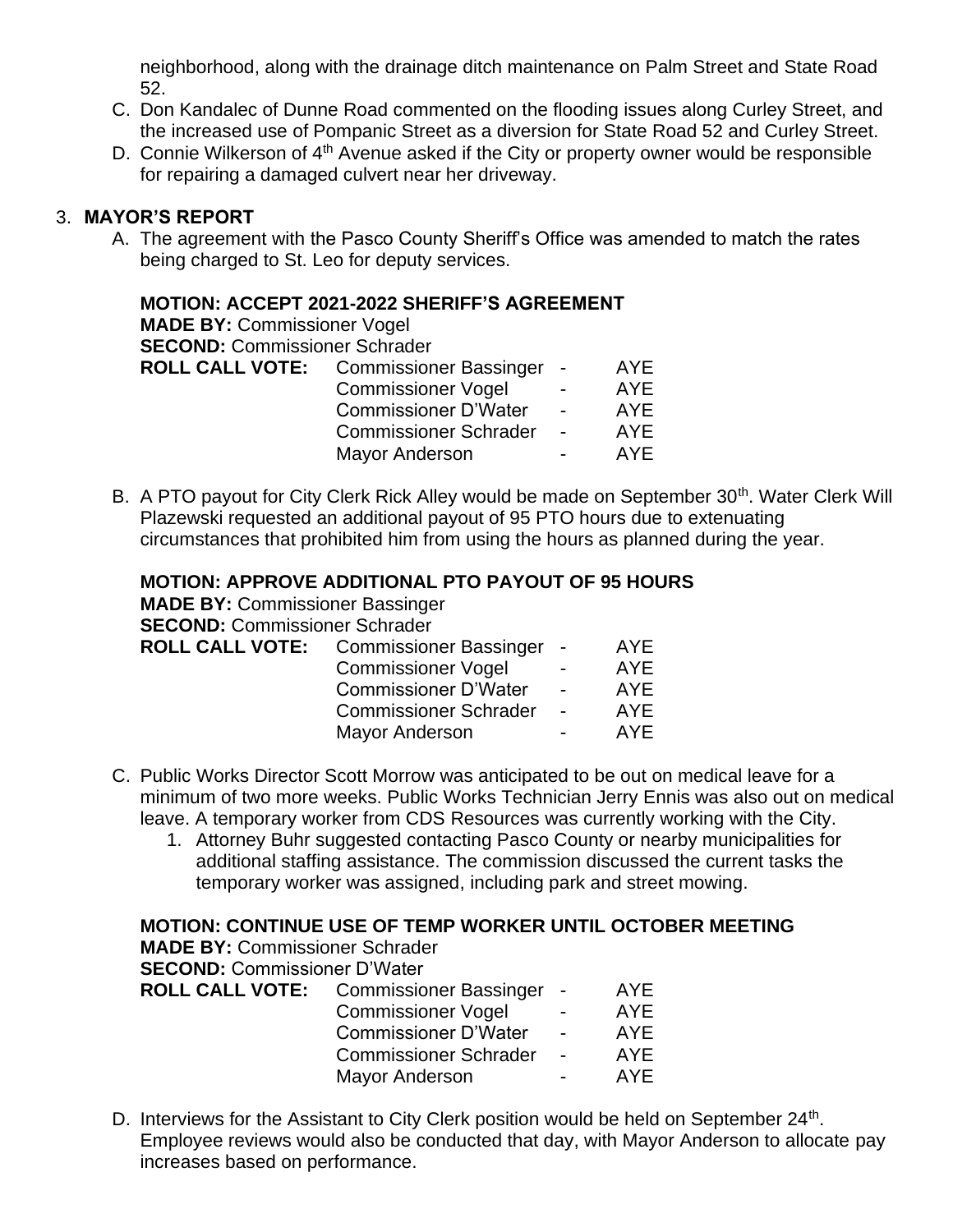neighborhood, along with the drainage ditch maintenance on Palm Street and State Road 52.

C. Don Kandalec of Dunne Road commented on the flooding issues along Curley Street, and the increased use of Pompanic Street as a diversion for State Road 52 and Curley Street.
D. Connie Wilkerson of 4th Avenue asked if the City or property owner would be responsible for repairing a damaged culvert near her driveway.

3. **MAYOR'S REPORT**

A. The agreement with the Pasco County Sheriff's Office was amended to match the rates being charged to St. Leo for deputy services.

**MOTION: ACCEPT 2021-2022 SHERIFF'S AGREEMENT**
**MADE BY:** Commissioner Vogel
**SECOND:** Commissioner Schrader

| **ROLL CALL VOTE:** | Commissioner Bassinger | - | AYE |
|---|---|---|---|
| | Commissioner Vogel | - | AYE |
| | Commissioner D'Water | - | AYE |
| | Commissioner Schrader | - | AYE |
| | Mayor Anderson | - | AYE |

B. A PTO payout for City Clerk Rick Alley would be made on September 30th. Water Clerk Will Plazewski requested an additional payout of 95 PTO hours due to extenuating circumstances that prohibited him from using the hours as planned during the year.

**MOTION: APPROVE ADDITIONAL PTO PAYOUT OF 95 HOURS**
**MADE BY:** Commissioner Bassinger
**SECOND:** Commissioner Schrader

| **ROLL CALL VOTE:** | Commissioner Bassinger | - | AYE |
|---|---|---|---|
| | Commissioner Vogel | - | AYE |
| | Commissioner D'Water | - | AYE |
| | Commissioner Schrader | - | AYE |
| | Mayor Anderson | - | AYE |

C. Public Works Director Scott Morrow was anticipated to be out on medical leave for a minimum of two more weeks. Public Works Technician Jerry Ennis was also out on medical leave. A temporary worker from CDS Resources was currently working with the City.
   1. Attorney Buhr suggested contacting Pasco County or nearby municipalities for additional staffing assistance. The commission discussed the current tasks the temporary worker was assigned, including park and street mowing.

**MOTION: CONTINUE USE OF TEMP WORKER UNTIL OCTOBER MEETING**
**MADE BY:** Commissioner Schrader
**SECOND:** Commissioner D'Water

| **ROLL CALL VOTE:** | Commissioner Bassinger | - | AYE |
|---|---|---|---|
| | Commissioner Vogel | - | AYE |
| | Commissioner D'Water | - | AYE |
| | Commissioner Schrader | - | AYE |
| | Mayor Anderson | - | AYE |

D. Interviews for the Assistant to City Clerk position would be held on September 24th. Employee reviews would also be conducted that day, with Mayor Anderson to allocate pay increases based on performance.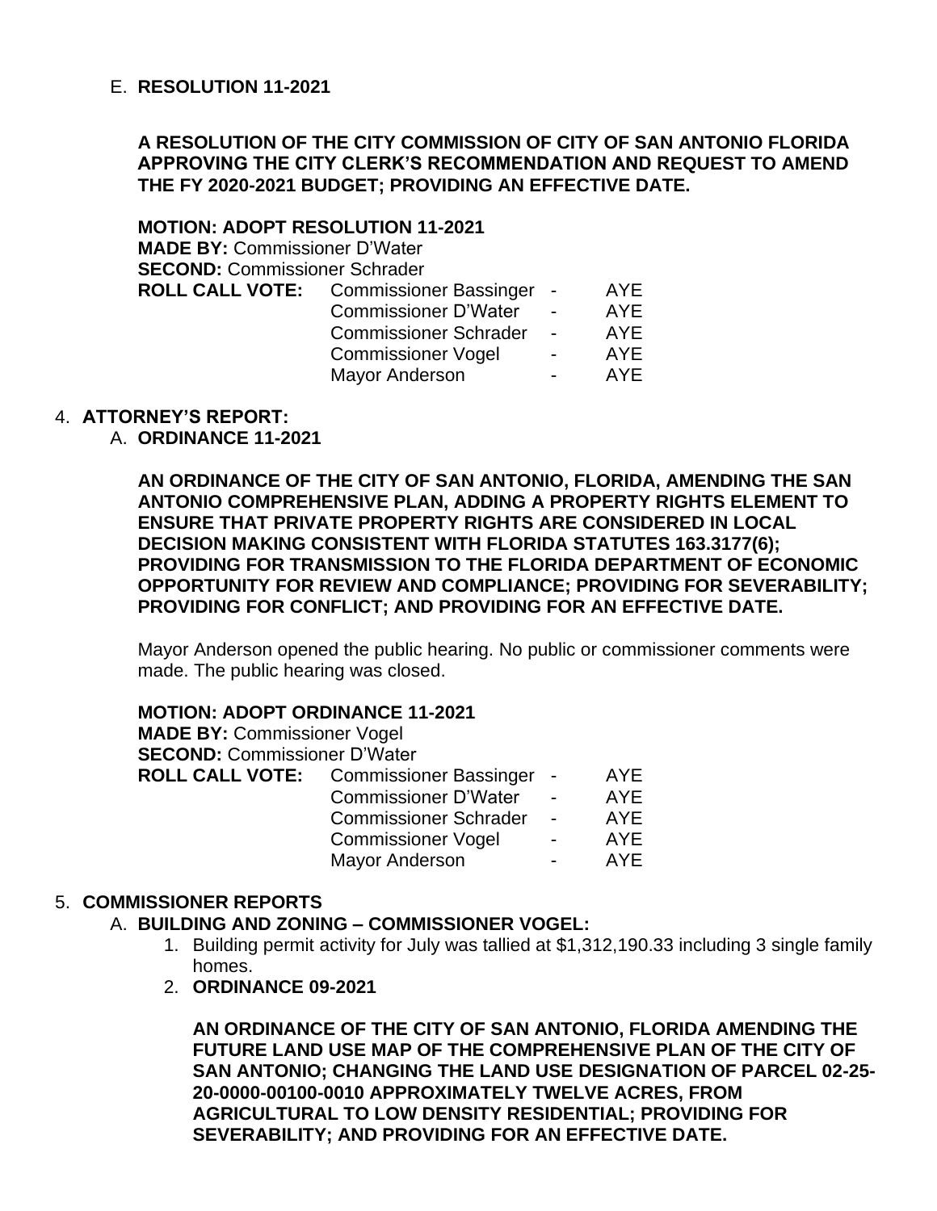E. **RESOLUTION 11-2021**

**A RESOLUTION OF THE CITY COMMISSION OF CITY OF SAN ANTONIO FLORIDA APPROVING THE CITY CLERK'S RECOMMENDATION AND REQUEST TO AMEND THE FY 2020-2021 BUDGET; PROVIDING AN EFFECTIVE DATE.**

**MOTION: ADOPT RESOLUTION 11-2021**
**MADE BY:** Commissioner D'Water
**SECOND:** Commissioner Schrader

| **ROLL CALL VOTE:** | Commissioner Bassinger | - | AYE |
|---|---|---|---|
| | Commissioner D'Water | - | AYE |
| | Commissioner Schrader | - | AYE |
| | Commissioner Vogel | - | AYE |
| | Mayor Anderson | - | AYE |

4. **ATTORNEY'S REPORT:**

   A. **ORDINANCE 11-2021**

   **AN ORDINANCE OF THE CITY OF SAN ANTONIO, FLORIDA, AMENDING THE SAN ANTONIO COMPREHENSIVE PLAN, ADDING A PROPERTY RIGHTS ELEMENT TO ENSURE THAT PRIVATE PROPERTY RIGHTS ARE CONSIDERED IN LOCAL DECISION MAKING CONSISTENT WITH FLORIDA STATUTES 163.3177(6); PROVIDING FOR TRANSMISSION TO THE FLORIDA DEPARTMENT OF ECONOMIC OPPORTUNITY FOR REVIEW AND COMPLIANCE; PROVIDING FOR SEVERABILITY; PROVIDING FOR CONFLICT; AND PROVIDING FOR AN EFFECTIVE DATE.**

   Mayor Anderson opened the public hearing. No public or commissioner comments were made. The public hearing was closed.

   **MOTION: ADOPT ORDINANCE 11-2021**
   **MADE BY:** Commissioner Vogel
   **SECOND:** Commissioner D'Water

| **ROLL CALL VOTE:** | Commissioner Bassinger | - | AYE |
|---|---|---|---|
| | Commissioner D'Water | - | AYE |
| | Commissioner Schrader | - | AYE |
| | Commissioner Vogel | - | AYE |
| | Mayor Anderson | - | AYE |

5. **COMMISSIONER REPORTS**

   A. **BUILDING AND ZONING – COMMISSIONER VOGEL:**

      1. Building permit activity for July was tallied at $1,312,190.33 including 3 single family homes.
      2. **ORDINANCE 09-2021**

         **AN ORDINANCE OF THE CITY OF SAN ANTONIO, FLORIDA AMENDING THE FUTURE LAND USE MAP OF THE COMPREHENSIVE PLAN OF THE CITY OF SAN ANTONIO; CHANGING THE LAND USE DESIGNATION OF PARCEL 02-25-20-0000-00100-0010 APPROXIMATELY TWELVE ACRES, FROM AGRICULTURAL TO LOW DENSITY RESIDENTIAL; PROVIDING FOR SEVERABILITY; AND PROVIDING FOR AN EFFECTIVE DATE.**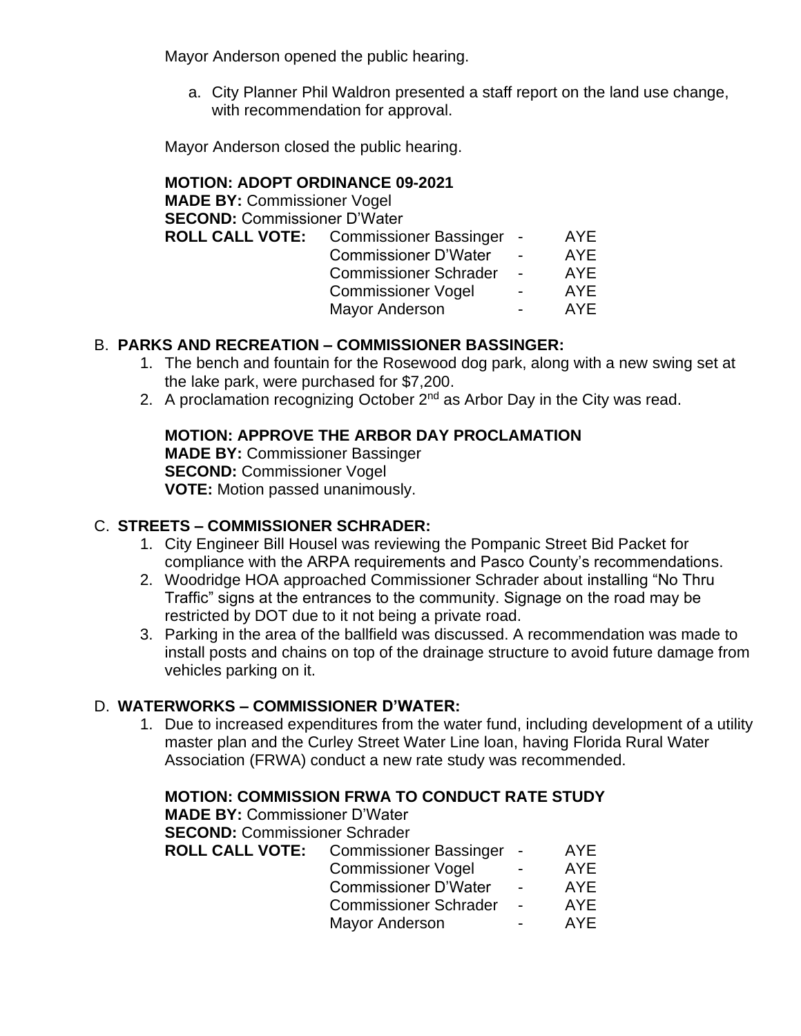Mayor Anderson opened the public hearing.

a. City Planner Phil Waldron presented a staff report on the land use change, with recommendation for approval.

Mayor Anderson closed the public hearing.

**MOTION: ADOPT ORDINANCE 09-2021**
**MADE BY:** Commissioner Vogel
**SECOND:** Commissioner D'Water

| **ROLL CALL VOTE:** | Commissioner Bassinger | - | AYE |
|---|---|---|---|
| | Commissioner D'Water | - | AYE |
| | Commissioner Schrader | - | AYE |
| | Commissioner Vogel | - | AYE |
| | Mayor Anderson | - | AYE |

## B. PARKS AND RECREATION – COMMISSIONER BASSINGER:

1. The bench and fountain for the Rosewood dog park, along with a new swing set at the lake park, were purchased for $7,200.
2. A proclamation recognizing October 2nd as Arbor Day in the City was read.

**MOTION: APPROVE THE ARBOR DAY PROCLAMATION**
**MADE BY:** Commissioner Bassinger
**SECOND:** Commissioner Vogel
**VOTE:** Motion passed unanimously.

## C. STREETS – COMMISSIONER SCHRADER:

1. City Engineer Bill Housel was reviewing the Pompanic Street Bid Packet for compliance with the ARPA requirements and Pasco County's recommendations.
2. Woodridge HOA approached Commissioner Schrader about installing "No Thru Traffic" signs at the entrances to the community. Signage on the road may be restricted by DOT due to it not being a private road.
3. Parking in the area of the ballfield was discussed. A recommendation was made to install posts and chains on top of the drainage structure to avoid future damage from vehicles parking on it.

## D. WATERWORKS – COMMISSIONER D'WATER:

1. Due to increased expenditures from the water fund, including development of a utility master plan and the Curley Street Water Line loan, having Florida Rural Water Association (FRWA) conduct a new rate study was recommended.

**MOTION: COMMISSION FRWA TO CONDUCT RATE STUDY**
**MADE BY:** Commissioner D'Water
**SECOND:** Commissioner Schrader

| **ROLL CALL VOTE:** | Commissioner Bassinger | - | AYE |
|---|---|---|---|
| | Commissioner Vogel | - | AYE |
| | Commissioner D'Water | - | AYE |
| | Commissioner Schrader | - | AYE |
| | Mayor Anderson | - | AYE |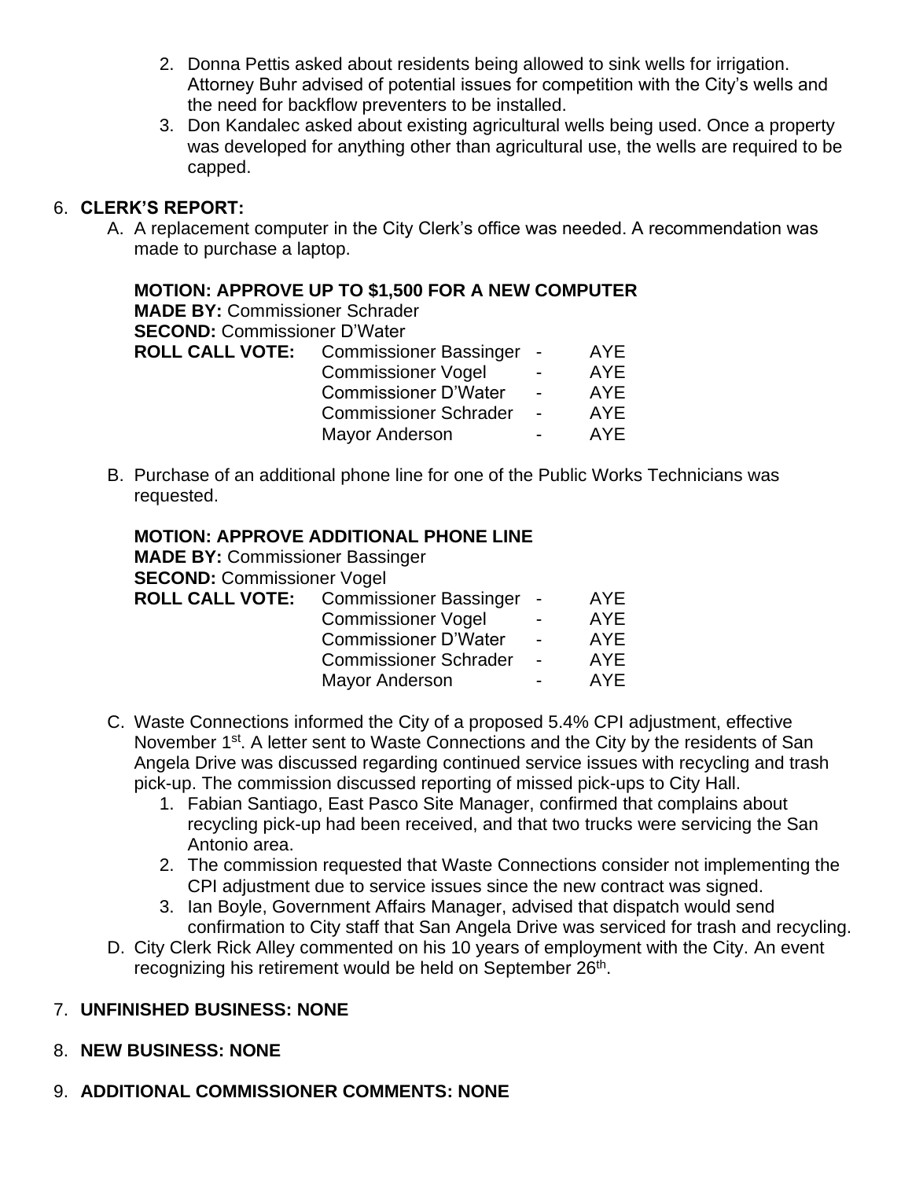2. Donna Pettis asked about residents being allowed to sink wells for irrigation. Attorney Buhr advised of potential issues for competition with the City's wells and the need for backflow preventers to be installed.
3. Don Kandalec asked about existing agricultural wells being used. Once a property was developed for anything other than agricultural use, the wells are required to be capped.

6. **CLERK'S REPORT:**

A. A replacement computer in the City Clerk's office was needed. A recommendation was made to purchase a laptop.

**MOTION: APPROVE UP TO $1,500 FOR A NEW COMPUTER**
**MADE BY:** Commissioner Schrader
**SECOND:** Commissioner D'Water

| **ROLL CALL VOTE:** | | | |
|---|---|---|---|
| | Commissioner Bassinger | - | AYE |
| | Commissioner Vogel | - | AYE |
| | Commissioner D'Water | - | AYE |
| | Commissioner Schrader | - | AYE |
| | Mayor Anderson | - | AYE |

B. Purchase of an additional phone line for one of the Public Works Technicians was requested.

**MOTION: APPROVE ADDITIONAL PHONE LINE**
**MADE BY:** Commissioner Bassinger
**SECOND:** Commissioner Vogel

| **ROLL CALL VOTE:** | | | |
|---|---|---|---|
| | Commissioner Bassinger | - | AYE |
| | Commissioner Vogel | - | AYE |
| | Commissioner D'Water | - | AYE |
| | Commissioner Schrader | - | AYE |
| | Mayor Anderson | - | AYE |

C. Waste Connections informed the City of a proposed 5.4% CPI adjustment, effective November 1st. A letter sent to Waste Connections and the City by the residents of San Angela Drive was discussed regarding continued service issues with recycling and trash pick-up. The commission discussed reporting of missed pick-ups to City Hall.
   1. Fabian Santiago, East Pasco Site Manager, confirmed that complains about recycling pick-up had been received, and that two trucks were servicing the San Antonio area.
   2. The commission requested that Waste Connections consider not implementing the CPI adjustment due to service issues since the new contract was signed.
   3. Ian Boyle, Government Affairs Manager, advised that dispatch would send confirmation to City staff that San Angela Drive was serviced for trash and recycling.

D. City Clerk Rick Alley commented on his 10 years of employment with the City. An event recognizing his retirement would be held on September 26th.

7. **UNFINISHED BUSINESS: NONE**

8. **NEW BUSINESS: NONE**

9. **ADDITIONAL COMMISSIONER COMMENTS: NONE**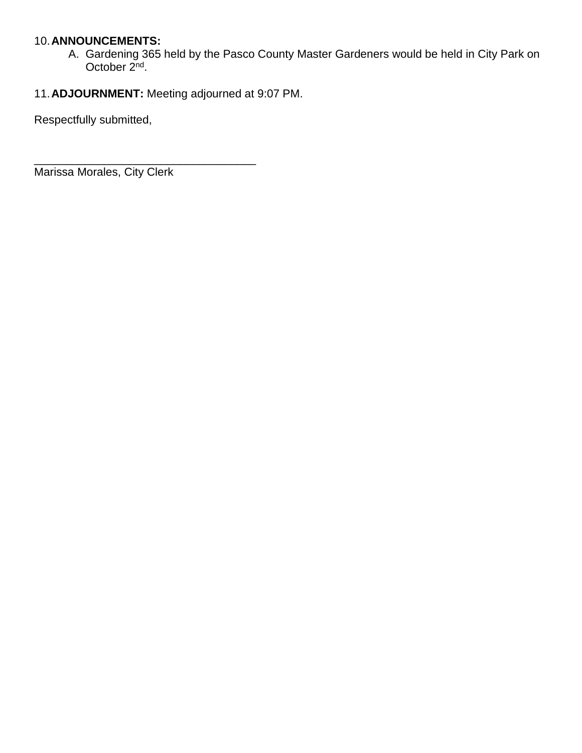10. **ANNOUNCEMENTS:**
    A. Gardening 365 held by the Pasco County Master Gardeners would be held in City Park on October 2nd.

11. **ADJOURNMENT:** Meeting adjourned at 9:07 PM.

Respectfully submitted,

___________________________________
Marissa Morales, City Clerk